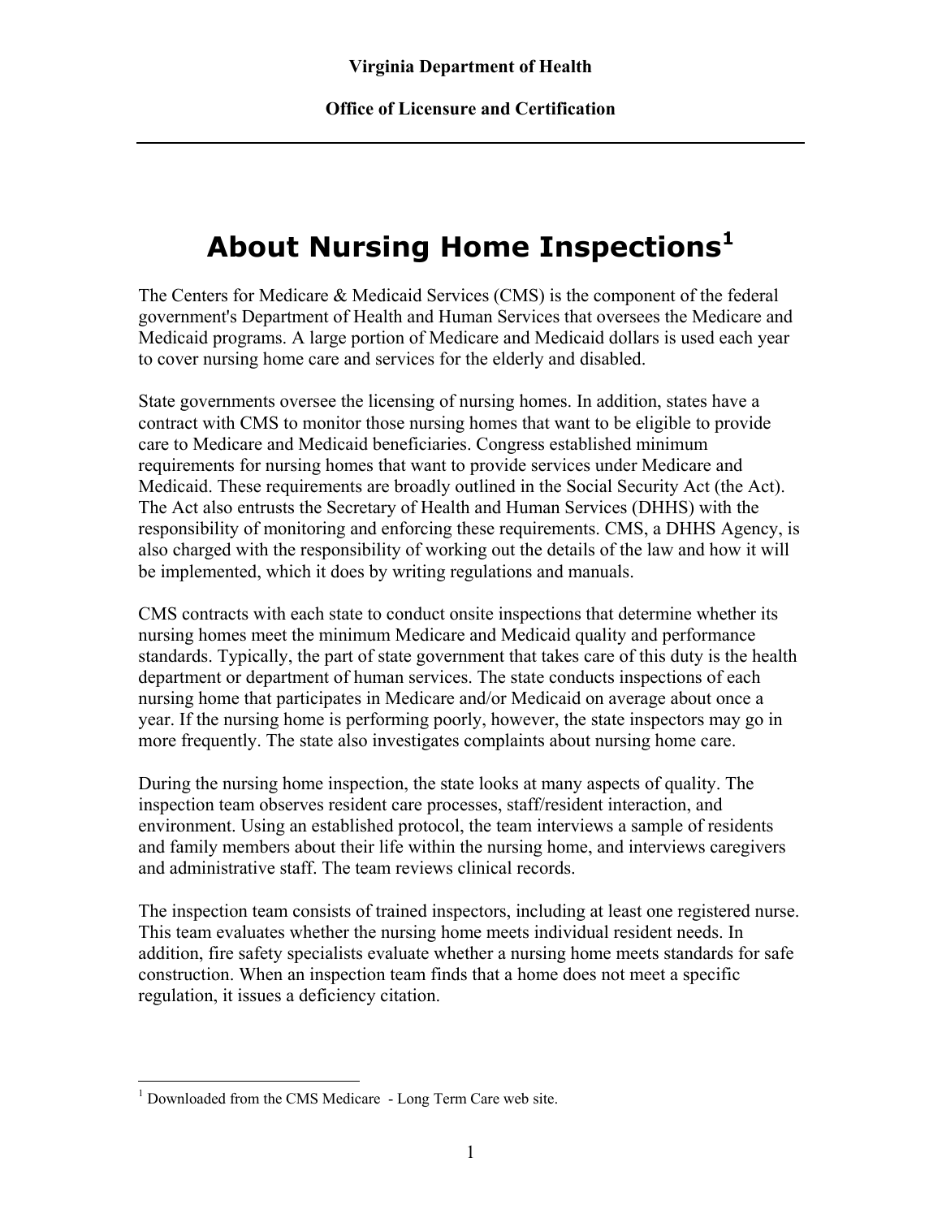**Virginia Department of Health**

**Office of Licensure and Certification**

# About Nursing Home Inspections[1]

The Centers for Medicare & Medicaid Services (CMS) is the component of the federal government's Department of Health and Human Services that oversees the Medicare and Medicaid programs. A large portion of Medicare and Medicaid dollars is used each year to cover nursing home care and services for the elderly and disabled.

State governments oversee the licensing of nursing homes. In addition, states have a contract with CMS to monitor those nursing homes that want to be eligible to provide care to Medicare and Medicaid beneficiaries. Congress established minimum requirements for nursing homes that want to provide services under Medicare and Medicaid. These requirements are broadly outlined in the Social Security Act (the Act). The Act also entrusts the Secretary of Health and Human Services (DHHS) with the responsibility of monitoring and enforcing these requirements. CMS, a DHHS Agency, is also charged with the responsibility of working out the details of the law and how it will be implemented, which it does by writing regulations and manuals.

CMS contracts with each state to conduct onsite inspections that determine whether its nursing homes meet the minimum Medicare and Medicaid quality and performance standards. Typically, the part of state government that takes care of this duty is the health department or department of human services. The state conducts inspections of each nursing home that participates in Medicare and/or Medicaid on average about once a year. If the nursing home is performing poorly, however, the state inspectors may go in more frequently. The state also investigates complaints about nursing home care.

During the nursing home inspection, the state looks at many aspects of quality. The inspection team observes resident care processes, staff/resident interaction, and environment. Using an established protocol, the team interviews a sample of residents and family members about their life within the nursing home, and interviews caregivers and administrative staff. The team reviews clinical records.

The inspection team consists of trained inspectors, including at least one registered nurse. This team evaluates whether the nursing home meets individual resident needs. In addition, fire safety specialists evaluate whether a nursing home meets standards for safe construction. When an inspection team finds that a home does not meet a specific regulation, it issues a deficiency citation.

---

[1] Downloaded from the CMS Medicare - Long Term Care web site.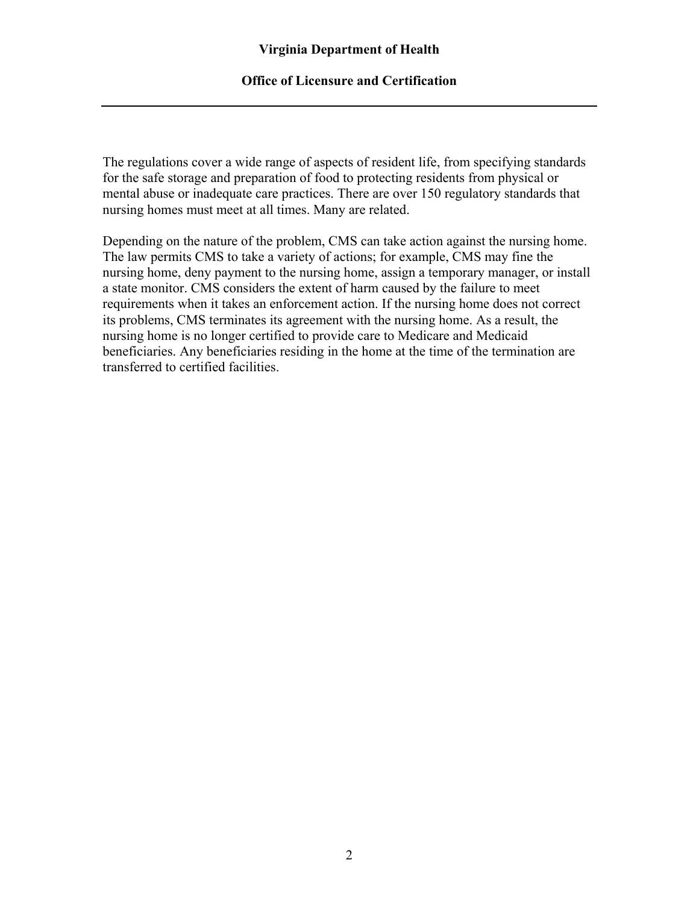The regulations cover a wide range of aspects of resident life, from specifying standards for the safe storage and preparation of food to protecting residents from physical or mental abuse or inadequate care practices. There are over 150 regulatory standards that nursing homes must meet at all times. Many are related.

Depending on the nature of the problem, CMS can take action against the nursing home. The law permits CMS to take a variety of actions; for example, CMS may fine the nursing home, deny payment to the nursing home, assign a temporary manager, or install a state monitor. CMS considers the extent of harm caused by the failure to meet requirements when it takes an enforcement action. If the nursing home does not correct its problems, CMS terminates its agreement with the nursing home. As a result, the nursing home is no longer certified to provide care to Medicare and Medicaid beneficiaries. Any beneficiaries residing in the home at the time of the termination are transferred to certified facilities.